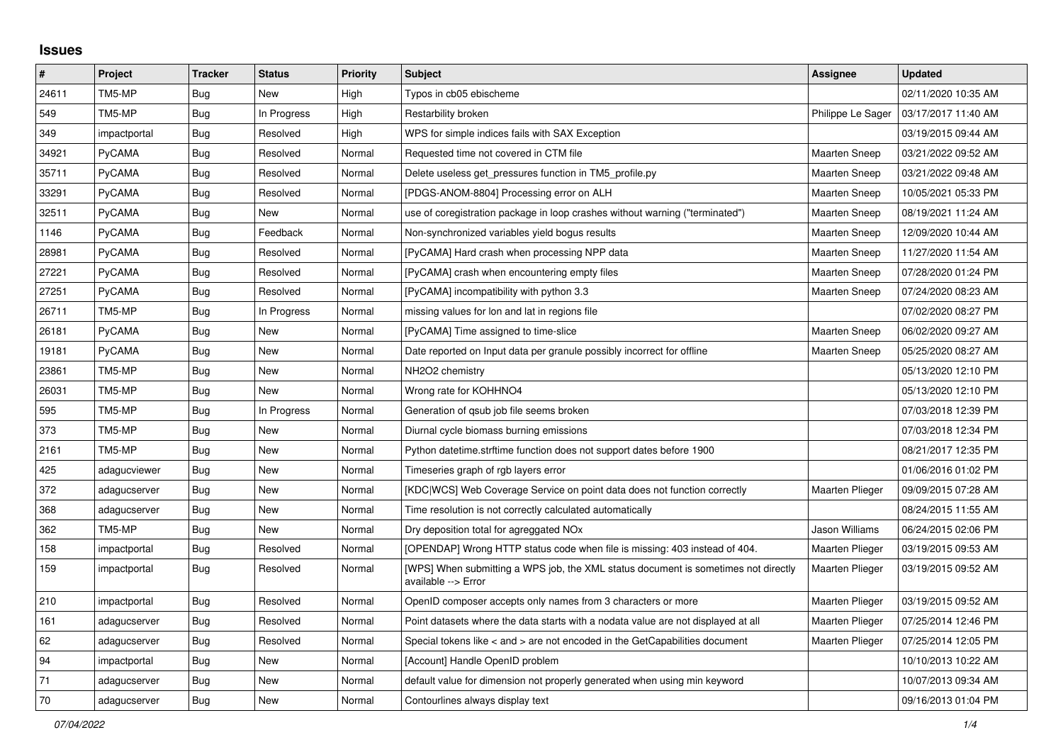# Issues

| # | Project | Tracker | Status | Priority | Subject | Assignee | Updated |
|---|---|---|---|---|---|---|---|
| 24611 | TM5-MP | Bug | New | High | Typos in cb05 ebischeme | | 02/11/2020 10:35 AM |
| 549 | TM5-MP | Bug | In Progress | High | Restarbility broken | Philippe Le Sager | 03/17/2017 11:40 AM |
| 349 | impactportal | Bug | Resolved | High | WPS for simple indices fails with SAX Exception | | 03/19/2015 09:44 AM |
| 34921 | PyCAMA | Bug | Resolved | Normal | Requested time not covered in CTM file | Maarten Sneep | 03/21/2022 09:52 AM |
| 35711 | PyCAMA | Bug | Resolved | Normal | Delete useless get_pressures function in TM5_profile.py | Maarten Sneep | 03/21/2022 09:48 AM |
| 33291 | PyCAMA | Bug | Resolved | Normal | [PDGS-ANOM-8804] Processing error on ALH | Maarten Sneep | 10/05/2021 05:33 PM |
| 32511 | PyCAMA | Bug | New | Normal | use of coregistration package in loop crashes without warning ("terminated") | Maarten Sneep | 08/19/2021 11:24 AM |
| 1146 | PyCAMA | Bug | Feedback | Normal | Non-synchronized variables yield bogus results | Maarten Sneep | 12/09/2020 10:44 AM |
| 28981 | PyCAMA | Bug | Resolved | Normal | [PyCAMA] Hard crash when processing NPP data | Maarten Sneep | 11/27/2020 11:54 AM |
| 27221 | PyCAMA | Bug | Resolved | Normal | [PyCAMA] crash when encountering empty files | Maarten Sneep | 07/28/2020 01:24 PM |
| 27251 | PyCAMA | Bug | Resolved | Normal | [PyCAMA] incompatibility with python 3.3 | Maarten Sneep | 07/24/2020 08:23 AM |
| 26711 | TM5-MP | Bug | In Progress | Normal | missing values for lon and lat in regions file | | 07/02/2020 08:27 PM |
| 26181 | PyCAMA | Bug | New | Normal | [PyCAMA] Time assigned to time-slice | Maarten Sneep | 06/02/2020 09:27 AM |
| 19181 | PyCAMA | Bug | New | Normal | Date reported on Input data per granule possibly incorrect for offline | Maarten Sneep | 05/25/2020 08:27 AM |
| 23861 | TM5-MP | Bug | New | Normal | NH2O2 chemistry | | 05/13/2020 12:10 PM |
| 26031 | TM5-MP | Bug | New | Normal | Wrong rate for KOHHNO4 | | 05/13/2020 12:10 PM |
| 595 | TM5-MP | Bug | In Progress | Normal | Generation of qsub job file seems broken | | 07/03/2018 12:39 PM |
| 373 | TM5-MP | Bug | New | Normal | Diurnal cycle biomass burning emissions | | 07/03/2018 12:34 PM |
| 2161 | TM5-MP | Bug | New | Normal | Python datetime.strftime function does not support dates before 1900 | | 08/21/2017 12:35 PM |
| 425 | adagucviewer | Bug | New | Normal | Timeseries graph of rgb layers error | | 01/06/2016 01:02 PM |
| 372 | adagucserver | Bug | New | Normal | [KDC\|WCS] Web Coverage Service on point data does not function correctly | Maarten Plieger | 09/09/2015 07:28 AM |
| 368 | adagucserver | Bug | New | Normal | Time resolution is not correctly calculated automatically | | 08/24/2015 11:55 AM |
| 362 | TM5-MP | Bug | New | Normal | Dry deposition total for agreggated NOx | Jason Williams | 06/24/2015 02:06 PM |
| 158 | impactportal | Bug | Resolved | Normal | [OPENDAP] Wrong HTTP status code when file is missing: 403 instead of 404. | Maarten Plieger | 03/19/2015 09:53 AM |
| 159 | impactportal | Bug | Resolved | Normal | [WPS] When submitting a WPS job, the XML status document is sometimes not directly available --> Error | Maarten Plieger | 03/19/2015 09:52 AM |
| 210 | impactportal | Bug | Resolved | Normal | OpenID composer accepts only names from 3 characters or more | Maarten Plieger | 03/19/2015 09:52 AM |
| 161 | adagucserver | Bug | Resolved | Normal | Point datasets where the data starts with a nodata value are not displayed at all | Maarten Plieger | 07/25/2014 12:46 PM |
| 62 | adagucserver | Bug | Resolved | Normal | Special tokens like < and > are not encoded in the GetCapabilities document | Maarten Plieger | 07/25/2014 12:05 PM |
| 94 | impactportal | Bug | New | Normal | [Account] Handle OpenID problem | | 10/10/2013 10:22 AM |
| 71 | adagucserver | Bug | New | Normal | default value for dimension not properly generated when using min keyword | | 10/07/2013 09:34 AM |
| 70 | adagucserver | Bug | New | Normal | Contourlines always display text | | 09/16/2013 01:04 PM |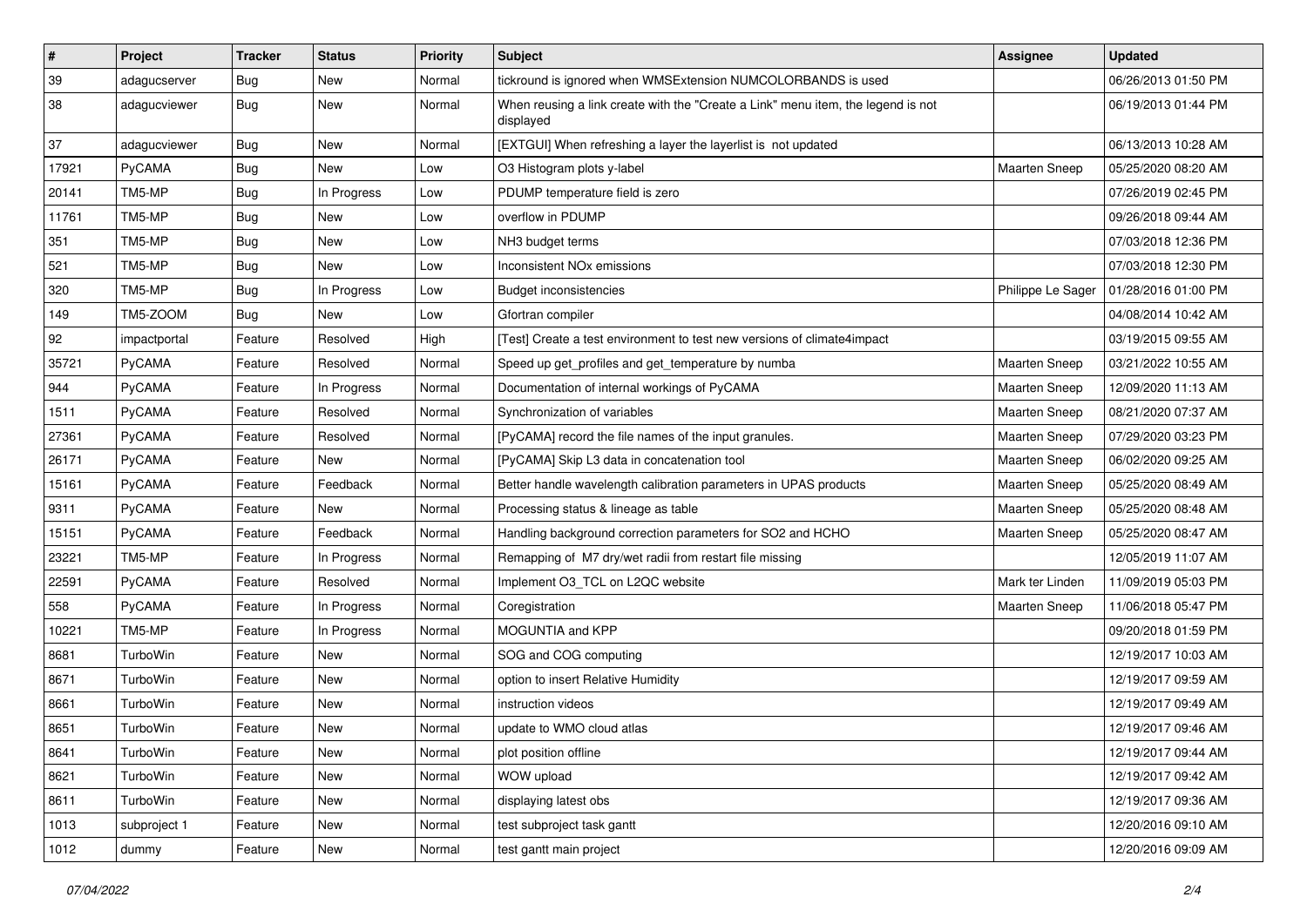| # | Project | Tracker | Status | Priority | Subject | Assignee | Updated |
|---|---|---|---|---|---|---|---|
| 39 | adagucserver | Bug | New | Normal | tickround is ignored when WMSExtension NUMCOLORBANDS is used | | 06/26/2013 01:50 PM |
| 38 | adagucviewer | Bug | New | Normal | When reusing a link create with the "Create a Link" menu item, the legend is not displayed | | 06/19/2013 01:44 PM |
| 37 | adagucviewer | Bug | New | Normal | [EXTGUI] When refreshing a layer the layerlist is not updated | | 06/13/2013 10:28 AM |
| 17921 | PyCAMA | Bug | New | Low | O3 Histogram plots y-label | Maarten Sneep | 05/25/2020 08:20 AM |
| 20141 | TM5-MP | Bug | In Progress | Low | PDUMP temperature field is zero | | 07/26/2019 02:45 PM |
| 11761 | TM5-MP | Bug | New | Low | overflow in PDUMP | | 09/26/2018 09:44 AM |
| 351 | TM5-MP | Bug | New | Low | NH3 budget terms | | 07/03/2018 12:36 PM |
| 521 | TM5-MP | Bug | New | Low | Inconsistent NOx emissions | | 07/03/2018 12:30 PM |
| 320 | TM5-MP | Bug | In Progress | Low | Budget inconsistencies | Philippe Le Sager | 01/28/2016 01:00 PM |
| 149 | TM5-ZOOM | Bug | New | Low | Gfortran compiler | | 04/08/2014 10:42 AM |
| 92 | impactportal | Feature | Resolved | High | [Test] Create a test environment to test new versions of climate4impact | | 03/19/2015 09:55 AM |
| 35721 | PyCAMA | Feature | Resolved | Normal | Speed up get_profiles and get_temperature by numba | Maarten Sneep | 03/21/2022 10:55 AM |
| 944 | PyCAMA | Feature | In Progress | Normal | Documentation of internal workings of PyCAMA | Maarten Sneep | 12/09/2020 11:13 AM |
| 1511 | PyCAMA | Feature | Resolved | Normal | Synchronization of variables | Maarten Sneep | 08/21/2020 07:37 AM |
| 27361 | PyCAMA | Feature | Resolved | Normal | [PyCAMA] record the file names of the input granules. | Maarten Sneep | 07/29/2020 03:23 PM |
| 26171 | PyCAMA | Feature | New | Normal | [PyCAMA] Skip L3 data in concatenation tool | Maarten Sneep | 06/02/2020 09:25 AM |
| 15161 | PyCAMA | Feature | Feedback | Normal | Better handle wavelength calibration parameters in UPAS products | Maarten Sneep | 05/25/2020 08:49 AM |
| 9311 | PyCAMA | Feature | New | Normal | Processing status & lineage as table | Maarten Sneep | 05/25/2020 08:48 AM |
| 15151 | PyCAMA | Feature | Feedback | Normal | Handling background correction parameters for SO2 and HCHO | Maarten Sneep | 05/25/2020 08:47 AM |
| 23221 | TM5-MP | Feature | In Progress | Normal | Remapping of M7 dry/wet radii from restart file missing | | 12/05/2019 11:07 AM |
| 22591 | PyCAMA | Feature | Resolved | Normal | Implement O3_TCL on L2QC website | Mark ter Linden | 11/09/2019 05:03 PM |
| 558 | PyCAMA | Feature | In Progress | Normal | Coregistration | Maarten Sneep | 11/06/2018 05:47 PM |
| 10221 | TM5-MP | Feature | In Progress | Normal | MOGUNTIA and KPP | | 09/20/2018 01:59 PM |
| 8681 | TurboWin | Feature | New | Normal | SOG and COG computing | | 12/19/2017 10:03 AM |
| 8671 | TurboWin | Feature | New | Normal | option to insert Relative Humidity | | 12/19/2017 09:59 AM |
| 8661 | TurboWin | Feature | New | Normal | instruction videos | | 12/19/2017 09:49 AM |
| 8651 | TurboWin | Feature | New | Normal | update to WMO cloud atlas | | 12/19/2017 09:46 AM |
| 8641 | TurboWin | Feature | New | Normal | plot position offline | | 12/19/2017 09:44 AM |
| 8621 | TurboWin | Feature | New | Normal | WOW upload | | 12/19/2017 09:42 AM |
| 8611 | TurboWin | Feature | New | Normal | displaying latest obs | | 12/19/2017 09:36 AM |
| 1013 | subproject 1 | Feature | New | Normal | test subproject task gantt | | 12/20/2016 09:10 AM |
| 1012 | dummy | Feature | New | Normal | test gantt main project | | 12/20/2016 09:09 AM |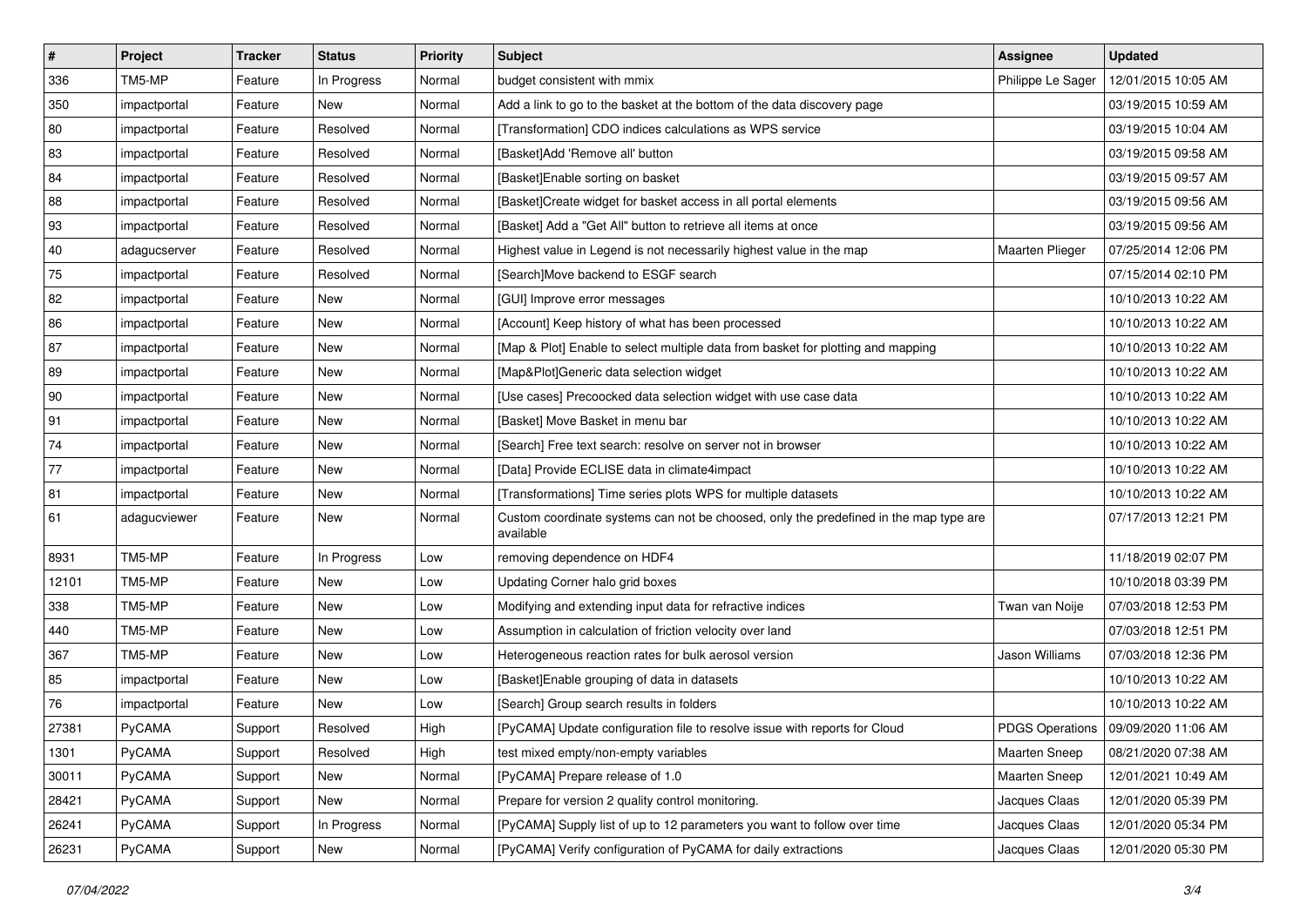| # | Project | Tracker | Status | Priority | Subject | Assignee | Updated |
| --- | --- | --- | --- | --- | --- | --- | --- |
| 336 | TM5-MP | Feature | In Progress | Normal | budget consistent with mmix | Philippe Le Sager | 12/01/2015 10:05 AM |
| 350 | impactportal | Feature | New | Normal | Add a link to go to the basket at the bottom of the data discovery page | | 03/19/2015 10:59 AM |
| 80 | impactportal | Feature | Resolved | Normal | [Transformation] CDO indices calculations as WPS service | | 03/19/2015 10:04 AM |
| 83 | impactportal | Feature | Resolved | Normal | [Basket]Add 'Remove all' button | | 03/19/2015 09:58 AM |
| 84 | impactportal | Feature | Resolved | Normal | [Basket]Enable sorting on basket | | 03/19/2015 09:57 AM |
| 88 | impactportal | Feature | Resolved | Normal | [Basket]Create widget for basket access in all portal elements | | 03/19/2015 09:56 AM |
| 93 | impactportal | Feature | Resolved | Normal | [Basket] Add a "Get All" button to retrieve all items at once | | 03/19/2015 09:56 AM |
| 40 | adagucserver | Feature | Resolved | Normal | Highest value in Legend is not necessarily highest value in the map | Maarten Plieger | 07/25/2014 12:06 PM |
| 75 | impactportal | Feature | Resolved | Normal | [Search]Move backend to ESGF search | | 07/15/2014 02:10 PM |
| 82 | impactportal | Feature | New | Normal | [GUI] Improve error messages | | 10/10/2013 10:22 AM |
| 86 | impactportal | Feature | New | Normal | [Account] Keep history of what has been processed | | 10/10/2013 10:22 AM |
| 87 | impactportal | Feature | New | Normal | [Map & Plot] Enable to select multiple data from basket for plotting and mapping | | 10/10/2013 10:22 AM |
| 89 | impactportal | Feature | New | Normal | [Map&Plot]Generic data selection widget | | 10/10/2013 10:22 AM |
| 90 | impactportal | Feature | New | Normal | [Use cases] Precoocked data selection widget with use case data | | 10/10/2013 10:22 AM |
| 91 | impactportal | Feature | New | Normal | [Basket] Move Basket in menu bar | | 10/10/2013 10:22 AM |
| 74 | impactportal | Feature | New | Normal | [Search] Free text search: resolve on server not in browser | | 10/10/2013 10:22 AM |
| 77 | impactportal | Feature | New | Normal | [Data] Provide ECLISE data in climate4impact | | 10/10/2013 10:22 AM |
| 81 | impactportal | Feature | New | Normal | [Transformations] Time series plots WPS for multiple datasets | | 10/10/2013 10:22 AM |
| 61 | adagucviewer | Feature | New | Normal | Custom coordinate systems can not be choosed, only the predefined in the map type are available | | 07/17/2013 12:21 PM |
| 8931 | TM5-MP | Feature | In Progress | Low | removing dependence on HDF4 | | 11/18/2019 02:07 PM |
| 12101 | TM5-MP | Feature | New | Low | Updating Corner halo grid boxes | | 10/10/2018 03:39 PM |
| 338 | TM5-MP | Feature | New | Low | Modifying and extending input data for refractive indices | Twan van Noije | 07/03/2018 12:53 PM |
| 440 | TM5-MP | Feature | New | Low | Assumption in calculation of friction velocity over land | | 07/03/2018 12:51 PM |
| 367 | TM5-MP | Feature | New | Low | Heterogeneous reaction rates for bulk aerosol version | Jason Williams | 07/03/2018 12:36 PM |
| 85 | impactportal | Feature | New | Low | [Basket]Enable grouping of data in datasets | | 10/10/2013 10:22 AM |
| 76 | impactportal | Feature | New | Low | [Search] Group search results in folders | | 10/10/2013 10:22 AM |
| 27381 | PyCAMA | Support | Resolved | High | [PyCAMA] Update configuration file to resolve issue with reports for Cloud | PDGS Operations | 09/09/2020 11:06 AM |
| 1301 | PyCAMA | Support | Resolved | High | test mixed empty/non-empty variables | Maarten Sneep | 08/21/2020 07:38 AM |
| 30011 | PyCAMA | Support | New | Normal | [PyCAMA] Prepare release of 1.0 | Maarten Sneep | 12/01/2021 10:49 AM |
| 28421 | PyCAMA | Support | New | Normal | Prepare for version 2 quality control monitoring. | Jacques Claas | 12/01/2020 05:39 PM |
| 26241 | PyCAMA | Support | In Progress | Normal | [PyCAMA] Supply list of up to 12 parameters you want to follow over time | Jacques Claas | 12/01/2020 05:34 PM |
| 26231 | PyCAMA | Support | New | Normal | [PyCAMA] Verify configuration of PyCAMA for daily extractions | Jacques Claas | 12/01/2020 05:30 PM |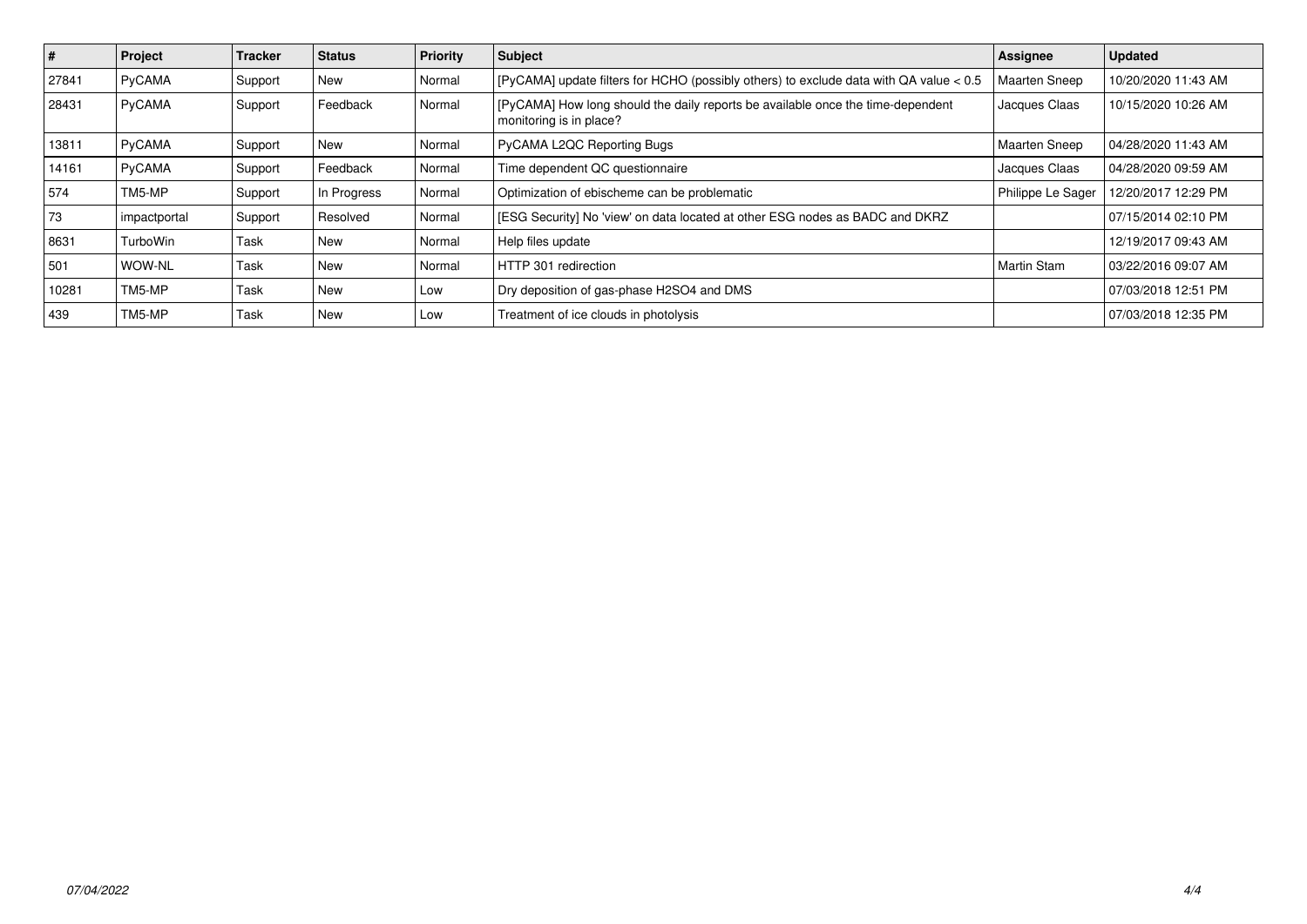| # | Project | Tracker | Status | Priority | Subject | Assignee | Updated |
| --- | --- | --- | --- | --- | --- | --- | --- |
| 27841 | PyCAMA | Support | New | Normal | [PyCAMA] update filters for HCHO (possibly others) to exclude data with QA value < 0.5 | Maarten Sneep | 10/20/2020 11:43 AM |
| 28431 | PyCAMA | Support | Feedback | Normal | [PyCAMA] How long should the daily reports be available once the time-dependent monitoring is in place? | Jacques Claas | 10/15/2020 10:26 AM |
| 13811 | PyCAMA | Support | New | Normal | PyCAMA L2QC Reporting Bugs | Maarten Sneep | 04/28/2020 11:43 AM |
| 14161 | PyCAMA | Support | Feedback | Normal | Time dependent QC questionnaire | Jacques Claas | 04/28/2020 09:59 AM |
| 574 | TM5-MP | Support | In Progress | Normal | Optimization of ebischeme can be problematic | Philippe Le Sager | 12/20/2017 12:29 PM |
| 73 | impactportal | Support | Resolved | Normal | [ESG Security] No 'view' on data located at other ESG nodes as BADC and DKRZ | | 07/15/2014 02:10 PM |
| 8631 | TurboWin | Task | New | Normal | Help files update | | 12/19/2017 09:43 AM |
| 501 | WOW-NL | Task | New | Normal | HTTP 301 redirection | Martin Stam | 03/22/2016 09:07 AM |
| 10281 | TM5-MP | Task | New | Low | Dry deposition of gas-phase H2SO4 and DMS | | 07/03/2018 12:51 PM |
| 439 | TM5-MP | Task | New | Low | Treatment of ice clouds in photolysis | | 07/03/2018 12:35 PM |